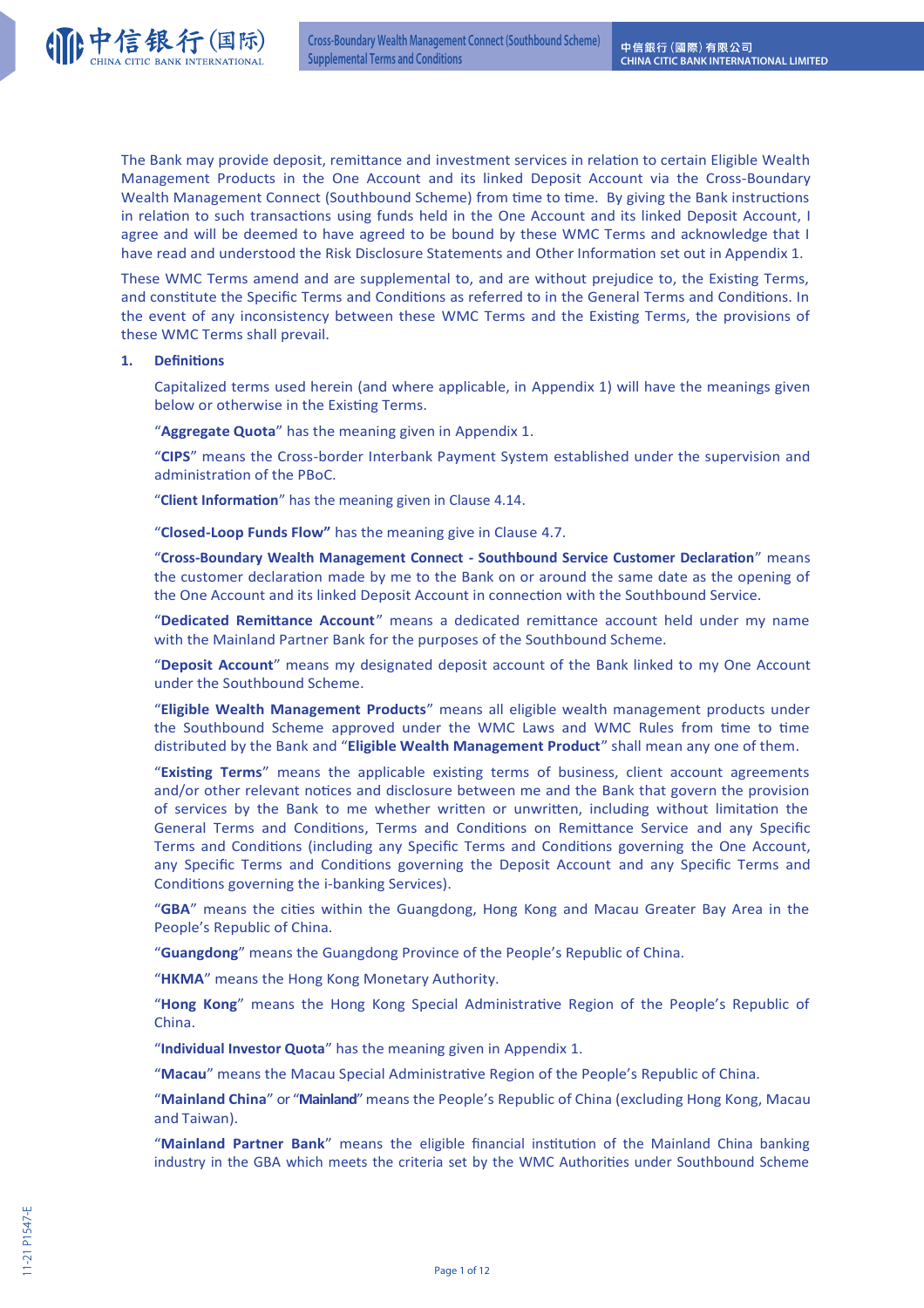The Bank may provide deposit, remittance and investment services in relation to certain Eligible Wealth Management Products in the One Account and its linked Deposit Account via the Cross-Boundary Wealth Management Connect (Southbound Scheme) from time to time. By giving the Bank instructions in relation to such transactions using funds held in the One Account and its linked Deposit Account, I agree and will be deemed to have agreed to be bound by these WMC Terms and acknowledge that I have read and understood the Risk Disclosure Statements and Other Information set out in Appendix 1.

These WMC Terms amend and are supplemental to, and are without prejudice to, the Existing Terms, and constitute the Specific Terms and Conditions as referred to in the General Terms and Conditions. In the event of any inconsistency between these WMC Terms and the Existing Terms, the provisions of these WMC Terms shall prevail.

## 1. Definitions

Capitalized terms used herein (and where applicable, in Appendix 1) will have the meanings given below or otherwise in the Existing Terms.

"**Aggregate Quota**" has the meaning given in Appendix 1.

"**CIPS**" means the Cross-border Interbank Payment System established under the supervision and administration of the PBoC.

"**Client Information**" has the meaning given in Clause 4.14.

"**Closed-Loop Funds Flow**" has the meaning give in Clause 4.7.

"**Cross-Boundary Wealth Management Connect - Southbound Service Customer Declaration**" means the customer declaration made by me to the Bank on or around the same date as the opening of the One Account and its linked Deposit Account in connection with the Southbound Service.

"**Dedicated Remittance Account**" means a dedicated remittance account held under my name with the Mainland Partner Bank for the purposes of the Southbound Scheme.

"**Deposit Account**" means my designated deposit account of the Bank linked to my One Account under the Southbound Scheme.

"**Eligible Wealth Management Products**" means all eligible wealth management products under the Southbound Scheme approved under the WMC Laws and WMC Rules from time to time distributed by the Bank and "**Eligible Wealth Management Product**" shall mean any one of them.

"**Existing Terms**" means the applicable existing terms of business, client account agreements and/or other relevant notices and disclosure between me and the Bank that govern the provision of services by the Bank to me whether written or unwritten, including without limitation the General Terms and Conditions, Terms and Conditions on Remittance Service and any Specific Terms and Conditions (including any Specific Terms and Conditions governing the One Account, any Specific Terms and Conditions governing the Deposit Account and any Specific Terms and Conditions governing the i-banking Services).

"**GBA**" means the cities within the Guangdong, Hong Kong and Macau Greater Bay Area in the People's Republic of China.

"**Guangdong**" means the Guangdong Province of the People's Republic of China.

"**HKMA**" means the Hong Kong Monetary Authority.

"**Hong Kong**" means the Hong Kong Special Administrative Region of the People's Republic of China.

"**Individual Investor Quota**" has the meaning given in Appendix 1.

"**Macau**" means the Macau Special Administrative Region of the People's Republic of China.

"**Mainland China**" or "**Mainland**" means the People's Republic of China (excluding Hong Kong, Macau and Taiwan).

"**Mainland Partner Bank**" means the eligible financial institution of the Mainland China banking industry in the GBA which meets the criteria set by the WMC Authorities under Southbound Scheme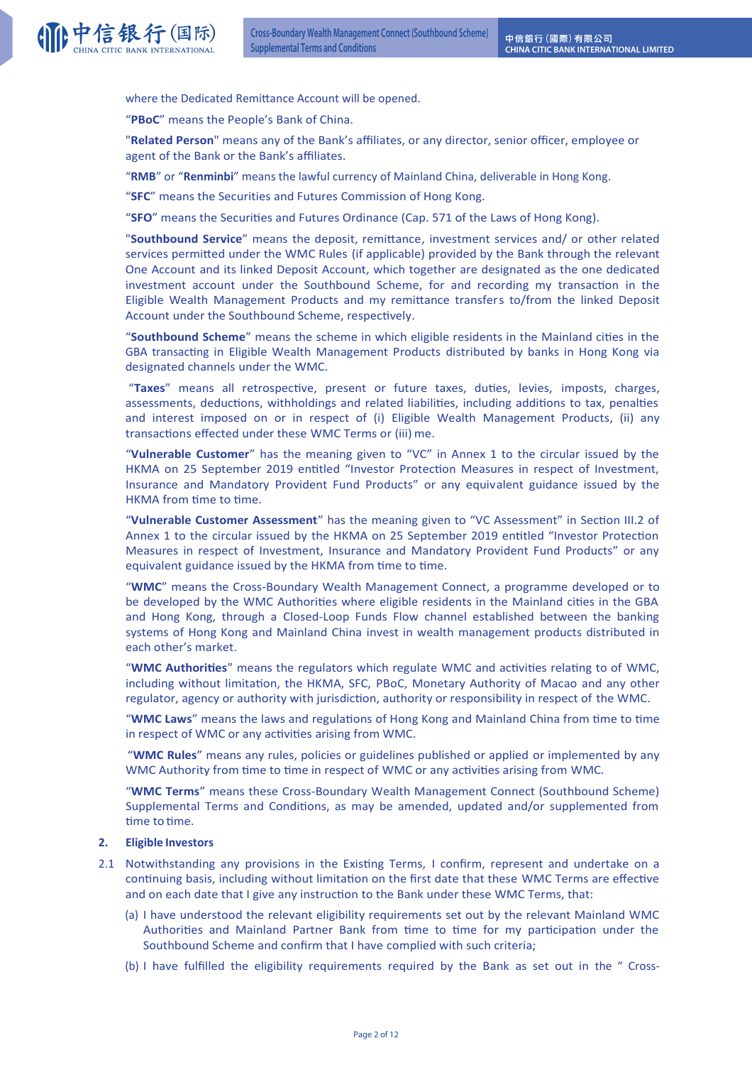where the Dedicated Remittance Account will be opened.

"**PBoC**" means the People's Bank of China.

"**Related Person**" means any of the Bank's affiliates, or any director, senior officer, employee or agent of the Bank or the Bank's affiliates.

"**RMB**" or "**Renminbi**" means the lawful currency of Mainland China, deliverable in Hong Kong.

"**SFC**" means the Securities and Futures Commission of Hong Kong.

"**SFO**" means the Securities and Futures Ordinance (Cap. 571 of the Laws of Hong Kong).

"**Southbound Service**" means the deposit, remittance, investment services and/ or other related services permitted under the WMC Rules (if applicable) provided by the Bank through the relevant One Account and its linked Deposit Account, which together are designated as the one dedicated investment account under the Southbound Scheme, for and recording my transaction in the Eligible Wealth Management Products and my remittance transfers to/from the linked Deposit Account under the Southbound Scheme, respectively.

"**Southbound Scheme**" means the scheme in which eligible residents in the Mainland cities in the GBA transacting in Eligible Wealth Management Products distributed by banks in Hong Kong via designated channels under the WMC.

"**Taxes**" means all retrospective, present or future taxes, duties, levies, imposts, charges, assessments, deductions, withholdings and related liabilities, including additions to tax, penalties and interest imposed on or in respect of (i) Eligible Wealth Management Products, (ii) any transactions effected under these WMC Terms or (iii) me.

"**Vulnerable Customer**" has the meaning given to "VC" in Annex 1 to the circular issued by the HKMA on 25 September 2019 entitled "Investor Protection Measures in respect of Investment, Insurance and Mandatory Provident Fund Products" or any equivalent guidance issued by the HKMA from time to time.

"**Vulnerable Customer Assessment**" has the meaning given to "VC Assessment" in Section III.2 of Annex 1 to the circular issued by the HKMA on 25 September 2019 entitled "Investor Protection Measures in respect of Investment, Insurance and Mandatory Provident Fund Products" or any equivalent guidance issued by the HKMA from time to time.

"**WMC**" means the Cross-Boundary Wealth Management Connect, a programme developed or to be developed by the WMC Authorities where eligible residents in the Mainland cities in the GBA and Hong Kong, through a Closed-Loop Funds Flow channel established between the banking systems of Hong Kong and Mainland China invest in wealth management products distributed in each other's market.

"**WMC Authorities**" means the regulators which regulate WMC and activities relating to of WMC, including without limitation, the HKMA, SFC, PBoC, Monetary Authority of Macao and any other regulator, agency or authority with jurisdiction, authority or responsibility in respect of the WMC.

"**WMC Laws**" means the laws and regulations of Hong Kong and Mainland China from time to time in respect of WMC or any activities arising from WMC.

"**WMC Rules**" means any rules, policies or guidelines published or applied or implemented by any WMC Authority from time to time in respect of WMC or any activities arising from WMC.

"**WMC Terms**" means these Cross-Boundary Wealth Management Connect (Southbound Scheme) Supplemental Terms and Conditions, as may be amended, updated and/or supplemented from time to time.

**2. Eligible Investors**

2.1 Notwithstanding any provisions in the Existing Terms, I confirm, represent and undertake on a continuing basis, including without limitation on the first date that these WMC Terms are effective and on each date that I give any instruction to the Bank under these WMC Terms, that:

(a) I have understood the relevant eligibility requirements set out by the relevant Mainland WMC Authorities and Mainland Partner Bank from time to time for my participation under the Southbound Scheme and confirm that I have complied with such criteria;

(b) I have fulfilled the eligibility requirements required by the Bank as set out in the " Cross-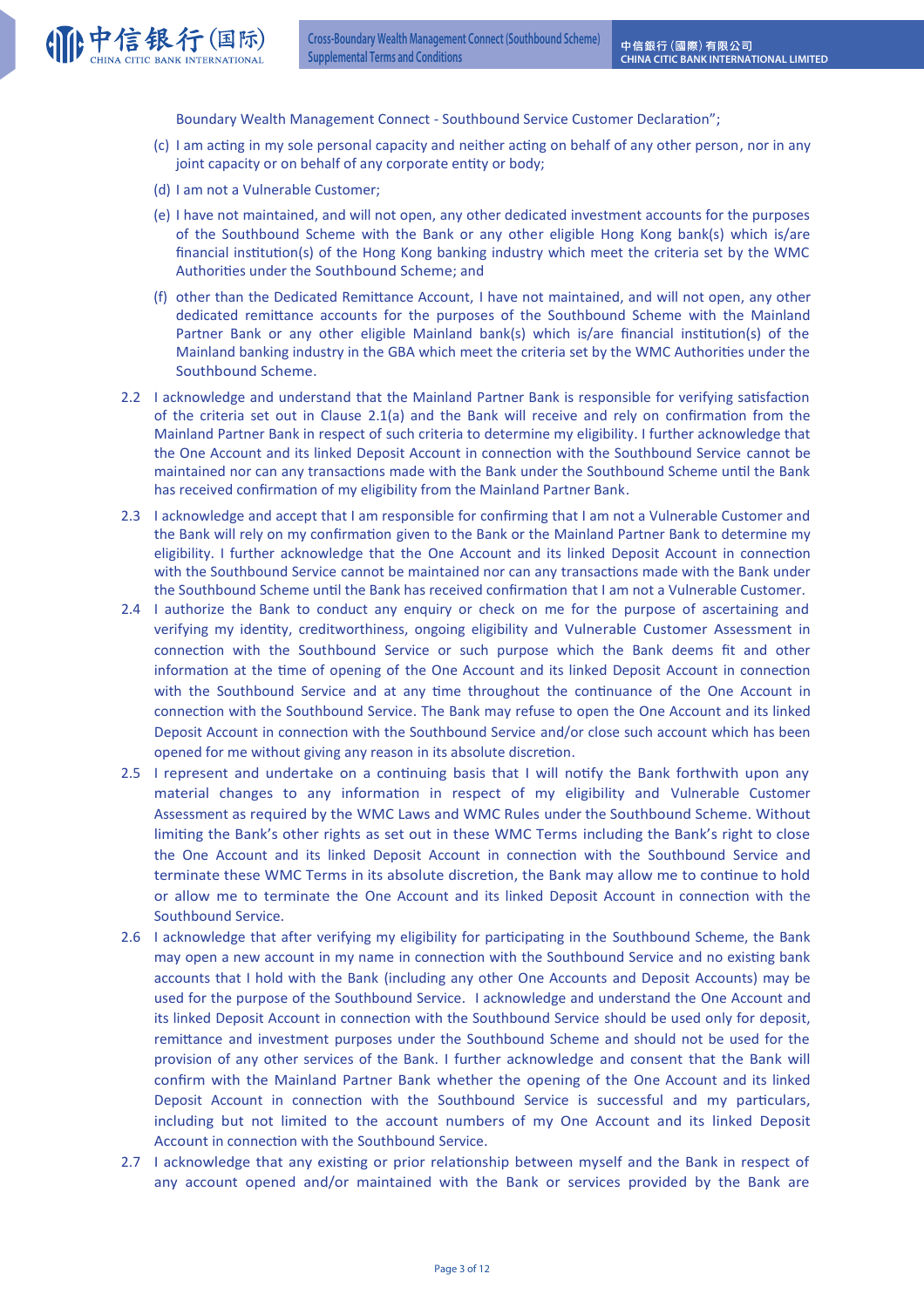Boundary Wealth Management Connect - Southbound Service Customer Declaration";

(c) I am acting in my sole personal capacity and neither acting on behalf of any other person, nor in any joint capacity or on behalf of any corporate entity or body;

(d) I am not a Vulnerable Customer;

(e) I have not maintained, and will not open, any other dedicated investment accounts for the purposes of the Southbound Scheme with the Bank or any other eligible Hong Kong bank(s) which is/are financial institution(s) of the Hong Kong banking industry which meet the criteria set by the WMC Authorities under the Southbound Scheme; and

(f) other than the Dedicated Remittance Account, I have not maintained, and will not open, any other dedicated remittance accounts for the purposes of the Southbound Scheme with the Mainland Partner Bank or any other eligible Mainland bank(s) which is/are financial institution(s) of the Mainland banking industry in the GBA which meet the criteria set by the WMC Authorities under the Southbound Scheme.

2.2 I acknowledge and understand that the Mainland Partner Bank is responsible for verifying satisfaction of the criteria set out in Clause 2.1(a) and the Bank will receive and rely on confirmation from the Mainland Partner Bank in respect of such criteria to determine my eligibility. I further acknowledge that the One Account and its linked Deposit Account in connection with the Southbound Service cannot be maintained nor can any transactions made with the Bank under the Southbound Scheme until the Bank has received confirmation of my eligibility from the Mainland Partner Bank.

2.3 I acknowledge and accept that I am responsible for confirming that I am not a Vulnerable Customer and the Bank will rely on my confirmation given to the Bank or the Mainland Partner Bank to determine my eligibility. I further acknowledge that the One Account and its linked Deposit Account in connection with the Southbound Service cannot be maintained nor can any transactions made with the Bank under the Southbound Scheme until the Bank has received confirmation that I am not a Vulnerable Customer.

2.4 I authorize the Bank to conduct any enquiry or check on me for the purpose of ascertaining and verifying my identity, creditworthiness, ongoing eligibility and Vulnerable Customer Assessment in connection with the Southbound Service or such purpose which the Bank deems fit and other information at the time of opening of the One Account and its linked Deposit Account in connection with the Southbound Service and at any time throughout the continuance of the One Account in connection with the Southbound Service. The Bank may refuse to open the One Account and its linked Deposit Account in connection with the Southbound Service and/or close such account which has been opened for me without giving any reason in its absolute discretion.

2.5 I represent and undertake on a continuing basis that I will notify the Bank forthwith upon any material changes to any information in respect of my eligibility and Vulnerable Customer Assessment as required by the WMC Laws and WMC Rules under the Southbound Scheme. Without limiting the Bank's other rights as set out in these WMC Terms including the Bank's right to close the One Account and its linked Deposit Account in connection with the Southbound Service and terminate these WMC Terms in its absolute discretion, the Bank may allow me to continue to hold or allow me to terminate the One Account and its linked Deposit Account in connection with the Southbound Service.

2.6 I acknowledge that after verifying my eligibility for participating in the Southbound Scheme, the Bank may open a new account in my name in connection with the Southbound Service and no existing bank accounts that I hold with the Bank (including any other One Accounts and Deposit Accounts) may be used for the purpose of the Southbound Service. I acknowledge and understand the One Account and its linked Deposit Account in connection with the Southbound Service should be used only for deposit, remittance and investment purposes under the Southbound Scheme and should not be used for the provision of any other services of the Bank. I further acknowledge and consent that the Bank will confirm with the Mainland Partner Bank whether the opening of the One Account and its linked Deposit Account in connection with the Southbound Service is successful and my particulars, including but not limited to the account numbers of my One Account and its linked Deposit Account in connection with the Southbound Service.

2.7 I acknowledge that any existing or prior relationship between myself and the Bank in respect of any account opened and/or maintained with the Bank or services provided by the Bank are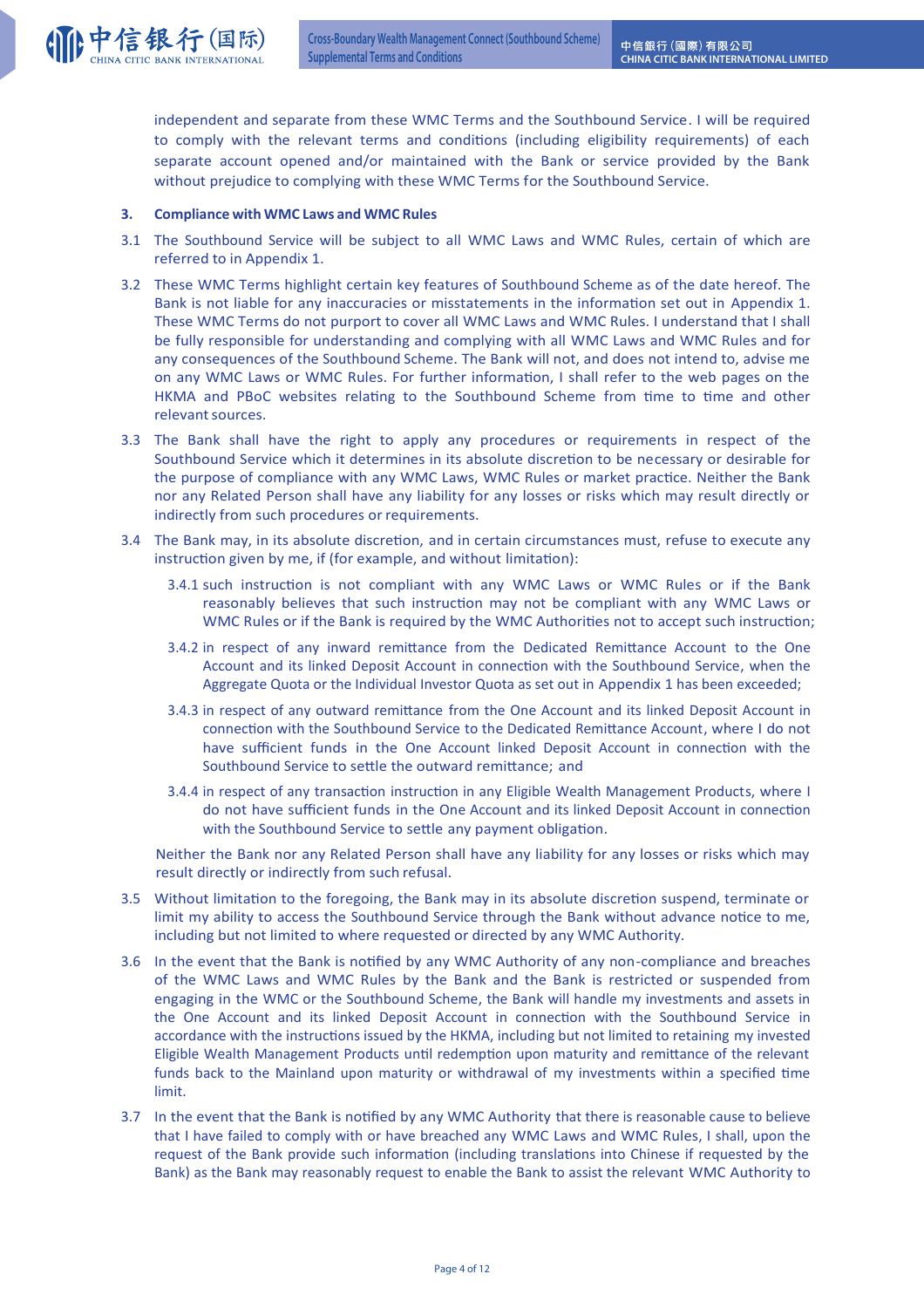independent and separate from these WMC Terms and the Southbound Service. I will be required to comply with the relevant terms and conditions (including eligibility requirements) of each separate account opened and/or maintained with the Bank or service provided by the Bank without prejudice to complying with these WMC Terms for the Southbound Service.

**3. Compliance with WMC Laws and WMC Rules**

3.1 The Southbound Service will be subject to all WMC Laws and WMC Rules, certain of which are referred to in Appendix 1.

3.2 These WMC Terms highlight certain key features of Southbound Scheme as of the date hereof. The Bank is not liable for any inaccuracies or misstatements in the information set out in Appendix 1. These WMC Terms do not purport to cover all WMC Laws and WMC Rules. I understand that I shall be fully responsible for understanding and complying with all WMC Laws and WMC Rules and for any consequences of the Southbound Scheme. The Bank will not, and does not intend to, advise me on any WMC Laws or WMC Rules. For further information, I shall refer to the web pages on the HKMA and PBoC websites relating to the Southbound Scheme from time to time and other relevant sources.

3.3 The Bank shall have the right to apply any procedures or requirements in respect of the Southbound Service which it determines in its absolute discretion to be necessary or desirable for the purpose of compliance with any WMC Laws, WMC Rules or market practice. Neither the Bank nor any Related Person shall have any liability for any losses or risks which may result directly or indirectly from such procedures or requirements.

3.4 The Bank may, in its absolute discretion, and in certain circumstances must, refuse to execute any instruction given by me, if (for example, and without limitation):

3.4.1 such instruction is not compliant with any WMC Laws or WMC Rules or if the Bank reasonably believes that such instruction may not be compliant with any WMC Laws or WMC Rules or if the Bank is required by the WMC Authorities not to accept such instruction;

3.4.2 in respect of any inward remittance from the Dedicated Remittance Account to the One Account and its linked Deposit Account in connection with the Southbound Service, when the Aggregate Quota or the Individual Investor Quota as set out in Appendix 1 has been exceeded;

3.4.3 in respect of any outward remittance from the One Account and its linked Deposit Account in connection with the Southbound Service to the Dedicated Remittance Account, where I do not have sufficient funds in the One Account linked Deposit Account in connection with the Southbound Service to settle the outward remittance; and

3.4.4 in respect of any transaction instruction in any Eligible Wealth Management Products, where I do not have sufficient funds in the One Account and its linked Deposit Account in connection with the Southbound Service to settle any payment obligation.

Neither the Bank nor any Related Person shall have any liability for any losses or risks which may result directly or indirectly from such refusal.

3.5 Without limitation to the foregoing, the Bank may in its absolute discretion suspend, terminate or limit my ability to access the Southbound Service through the Bank without advance notice to me, including but not limited to where requested or directed by any WMC Authority.

3.6 In the event that the Bank is notified by any WMC Authority of any non-compliance and breaches of the WMC Laws and WMC Rules by the Bank and the Bank is restricted or suspended from engaging in the WMC or the Southbound Scheme, the Bank will handle my investments and assets in the One Account and its linked Deposit Account in connection with the Southbound Service in accordance with the instructions issued by the HKMA, including but not limited to retaining my invested Eligible Wealth Management Products until redemption upon maturity and remittance of the relevant funds back to the Mainland upon maturity or withdrawal of my investments within a specified time limit.

3.7 In the event that the Bank is notified by any WMC Authority that there is reasonable cause to believe that I have failed to comply with or have breached any WMC Laws and WMC Rules, I shall, upon the request of the Bank provide such information (including translations into Chinese if requested by the Bank) as the Bank may reasonably request to enable the Bank to assist the relevant WMC Authority to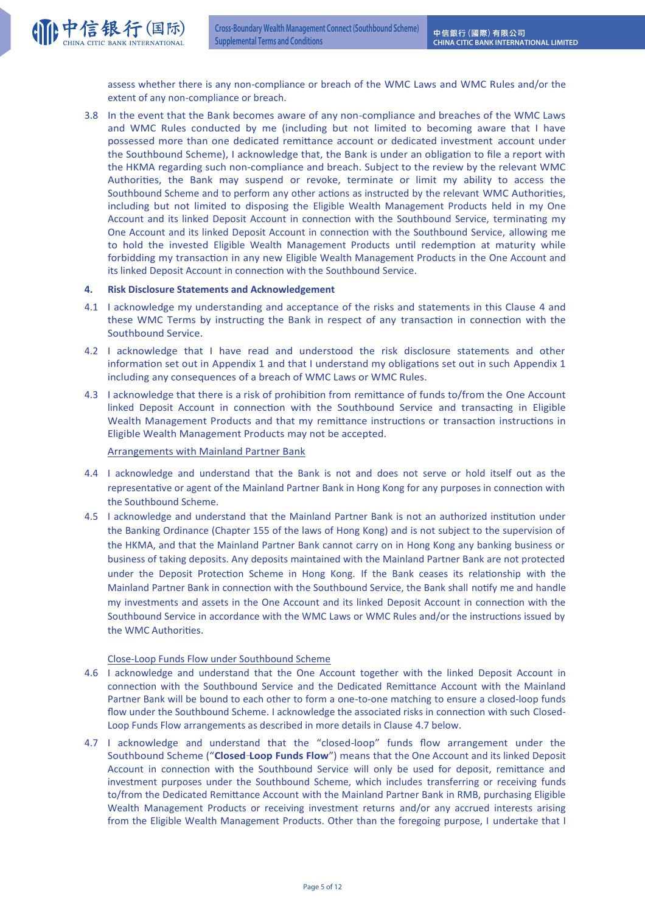assess whether there is any non-compliance or breach of the WMC Laws and WMC Rules and/or the extent of any non-compliance or breach.

3.8 In the event that the Bank becomes aware of any non-compliance and breaches of the WMC Laws and WMC Rules conducted by me (including but not limited to becoming aware that I have possessed more than one dedicated remittance account or dedicated investment account under the Southbound Scheme), I acknowledge that, the Bank is under an obligation to file a report with the HKMA regarding such non-compliance and breach. Subject to the review by the relevant WMC Authorities, the Bank may suspend or revoke, terminate or limit my ability to access the Southbound Scheme and to perform any other actions as instructed by the relevant WMC Authorities, including but not limited to disposing the Eligible Wealth Management Products held in my One Account and its linked Deposit Account in connection with the Southbound Service, terminating my One Account and its linked Deposit Account in connection with the Southbound Service, allowing me to hold the invested Eligible Wealth Management Products until redemption at maturity while forbidding my transaction in any new Eligible Wealth Management Products in the One Account and its linked Deposit Account in connection with the Southbound Service.

**4. Risk Disclosure Statements and Acknowledgement**

4.1 I acknowledge my understanding and acceptance of the risks and statements in this Clause 4 and these WMC Terms by instructing the Bank in respect of any transaction in connection with the Southbound Service.

4.2 I acknowledge that I have read and understood the risk disclosure statements and other information set out in Appendix 1 and that I understand my obligations set out in such Appendix 1 including any consequences of a breach of WMC Laws or WMC Rules.

4.3 I acknowledge that there is a risk of prohibition from remittance of funds to/from the One Account linked Deposit Account in connection with the Southbound Service and transacting in Eligible Wealth Management Products and that my remittance instructions or transaction instructions in Eligible Wealth Management Products may not be accepted.

<u>Arrangements with Mainland Partner Bank</u>

4.4 I acknowledge and understand that the Bank is not and does not serve or hold itself out as the representative or agent of the Mainland Partner Bank in Hong Kong for any purposes in connection with the Southbound Scheme.

4.5 I acknowledge and understand that the Mainland Partner Bank is not an authorized institution under the Banking Ordinance (Chapter 155 of the laws of Hong Kong) and is not subject to the supervision of the HKMA, and that the Mainland Partner Bank cannot carry on in Hong Kong any banking business or business of taking deposits. Any deposits maintained with the Mainland Partner Bank are not protected under the Deposit Protection Scheme in Hong Kong. If the Bank ceases its relationship with the Mainland Partner Bank in connection with the Southbound Service, the Bank shall notify me and handle my investments and assets in the One Account and its linked Deposit Account in connection with the Southbound Service in accordance with the WMC Laws or WMC Rules and/or the instructions issued by the WMC Authorities.

<u>Close-Loop Funds Flow under Southbound Scheme</u>

4.6 I acknowledge and understand that the One Account together with the linked Deposit Account in connection with the Southbound Service and the Dedicated Remittance Account with the Mainland Partner Bank will be bound to each other to form a one-to-one matching to ensure a closed-loop funds flow under the Southbound Scheme. I acknowledge the associated risks in connection with such Closed-Loop Funds Flow arrangements as described in more details in Clause 4.7 below.

4.7 I acknowledge and understand that the "closed-loop" funds flow arrangement under the Southbound Scheme ("**Closed-Loop Funds Flow**") means that the One Account and its linked Deposit Account in connection with the Southbound Service will only be used for deposit, remittance and investment purposes under the Southbound Scheme, which includes transferring or receiving funds to/from the Dedicated Remittance Account with the Mainland Partner Bank in RMB, purchasing Eligible Wealth Management Products or receiving investment returns and/or any accrued interests arising from the Eligible Wealth Management Products. Other than the foregoing purpose, I undertake that I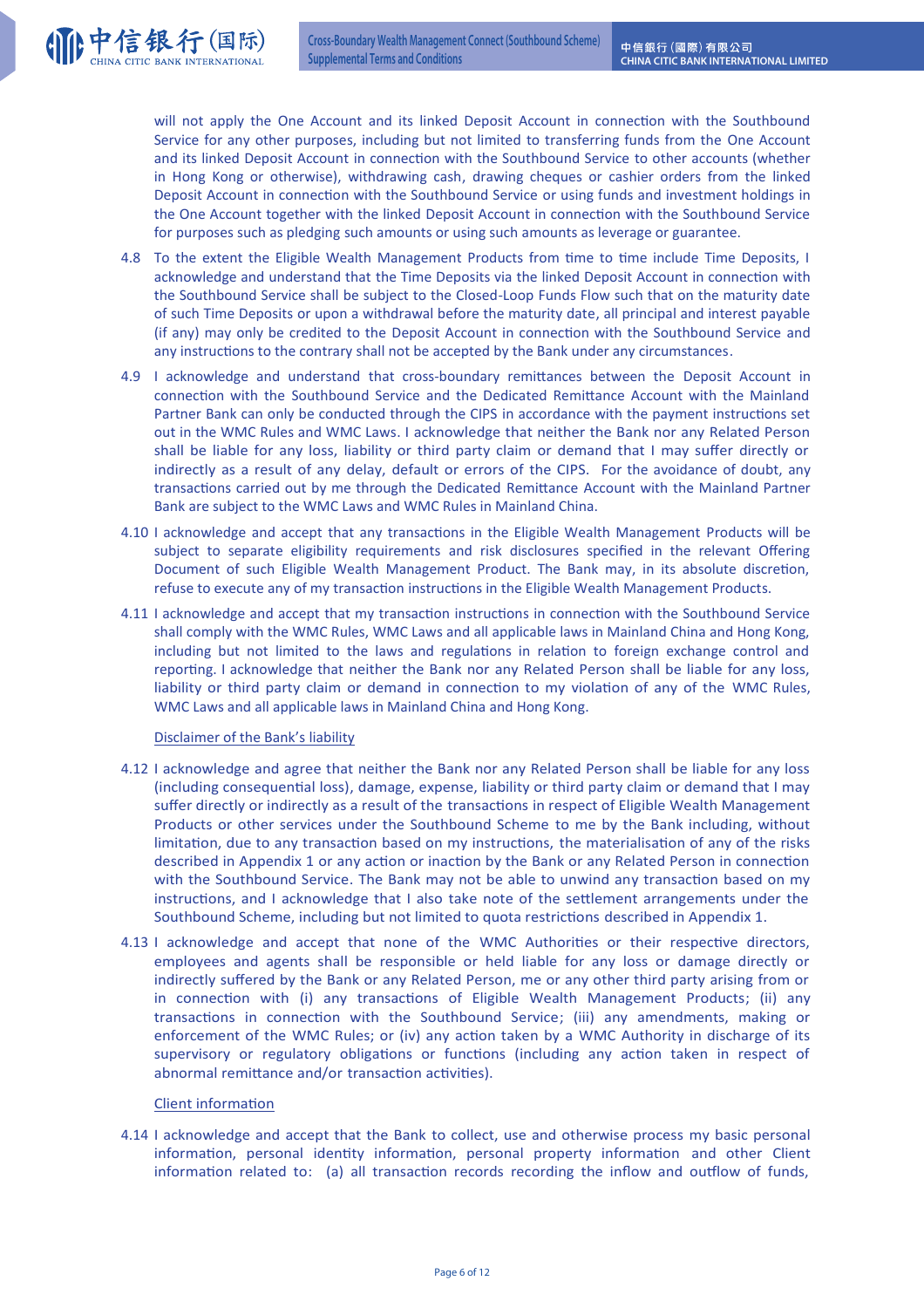will not apply the One Account and its linked Deposit Account in connection with the Southbound Service for any other purposes, including but not limited to transferring funds from the One Account and its linked Deposit Account in connection with the Southbound Service to other accounts (whether in Hong Kong or otherwise), withdrawing cash, drawing cheques or cashier orders from the linked Deposit Account in connection with the Southbound Service or using funds and investment holdings in the One Account together with the linked Deposit Account in connection with the Southbound Service for purposes such as pledging such amounts or using such amounts as leverage or guarantee.

4.8 To the extent the Eligible Wealth Management Products from time to time include Time Deposits, I acknowledge and understand that the Time Deposits via the linked Deposit Account in connection with the Southbound Service shall be subject to the Closed-Loop Funds Flow such that on the maturity date of such Time Deposits or upon a withdrawal before the maturity date, all principal and interest payable (if any) may only be credited to the Deposit Account in connection with the Southbound Service and any instructions to the contrary shall not be accepted by the Bank under any circumstances.

4.9 I acknowledge and understand that cross-boundary remittances between the Deposit Account in connection with the Southbound Service and the Dedicated Remittance Account with the Mainland Partner Bank can only be conducted through the CIPS in accordance with the payment instructions set out in the WMC Rules and WMC Laws. I acknowledge that neither the Bank nor any Related Person shall be liable for any loss, liability or third party claim or demand that I may suffer directly or indirectly as a result of any delay, default or errors of the CIPS. For the avoidance of doubt, any transactions carried out by me through the Dedicated Remittance Account with the Mainland Partner Bank are subject to the WMC Laws and WMC Rules in Mainland China.

4.10 I acknowledge and accept that any transactions in the Eligible Wealth Management Products will be subject to separate eligibility requirements and risk disclosures specified in the relevant Offering Document of such Eligible Wealth Management Product. The Bank may, in its absolute discretion, refuse to execute any of my transaction instructions in the Eligible Wealth Management Products.

4.11 I acknowledge and accept that my transaction instructions in connection with the Southbound Service shall comply with the WMC Rules, WMC Laws and all applicable laws in Mainland China and Hong Kong, including but not limited to the laws and regulations in relation to foreign exchange control and reporting. I acknowledge that neither the Bank nor any Related Person shall be liable for any loss, liability or third party claim or demand in connection to my violation of any of the WMC Rules, WMC Laws and all applicable laws in Mainland China and Hong Kong.

Disclaimer of the Bank's liability

4.12 I acknowledge and agree that neither the Bank nor any Related Person shall be liable for any loss (including consequential loss), damage, expense, liability or third party claim or demand that I may suffer directly or indirectly as a result of the transactions in respect of Eligible Wealth Management Products or other services under the Southbound Scheme to me by the Bank including, without limitation, due to any transaction based on my instructions, the materialisation of any of the risks described in Appendix 1 or any action or inaction by the Bank or any Related Person in connection with the Southbound Service. The Bank may not be able to unwind any transaction based on my instructions, and I acknowledge that I also take note of the settlement arrangements under the Southbound Scheme, including but not limited to quota restrictions described in Appendix 1.

4.13 I acknowledge and accept that none of the WMC Authorities or their respective directors, employees and agents shall be responsible or held liable for any loss or damage directly or indirectly suffered by the Bank or any Related Person, me or any other third party arising from or in connection with (i) any transactions of Eligible Wealth Management Products; (ii) any transactions in connection with the Southbound Service; (iii) any amendments, making or enforcement of the WMC Rules; or (iv) any action taken by a WMC Authority in discharge of its supervisory or regulatory obligations or functions (including any action taken in respect of abnormal remittance and/or transaction activities).

Client information

4.14 I acknowledge and accept that the Bank to collect, use and otherwise process my basic personal information, personal identity information, personal property information and other Client information related to: (a) all transaction records recording the inflow and outflow of funds,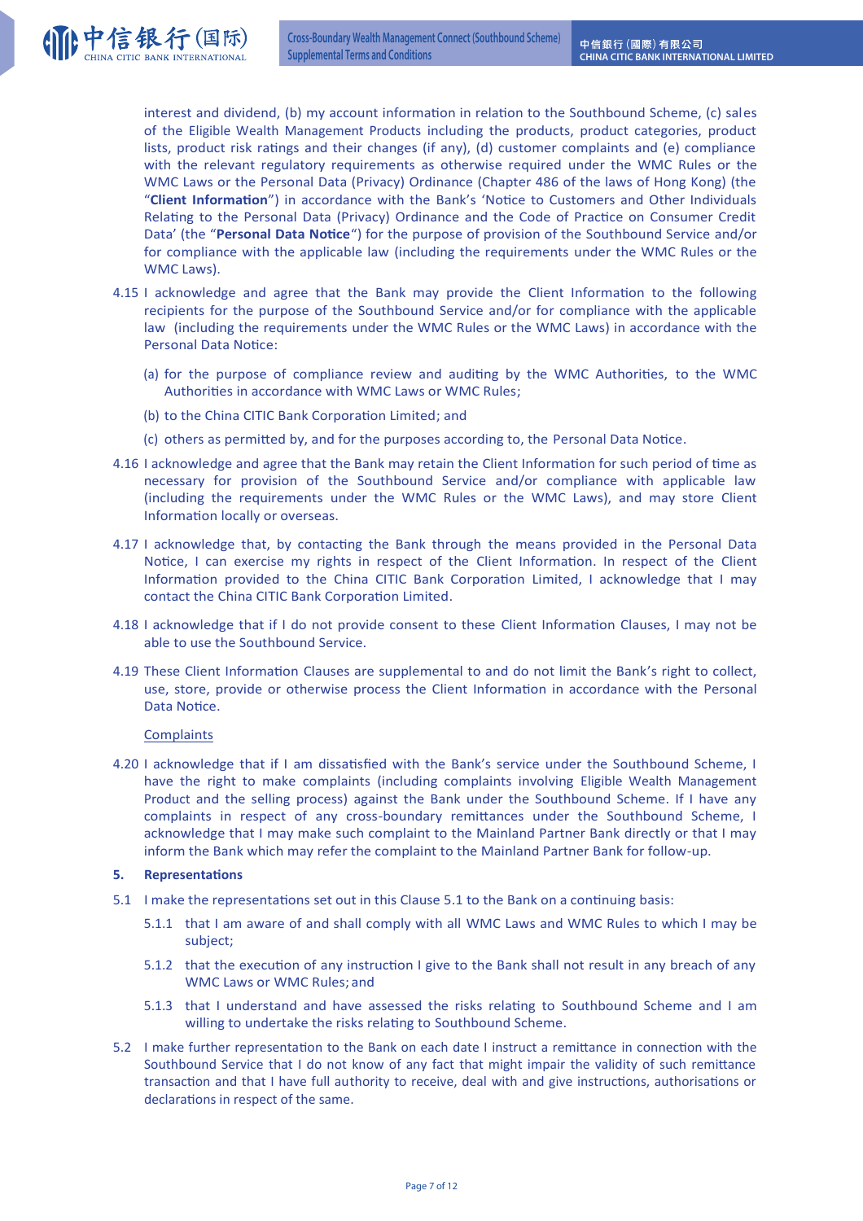interest and dividend, (b) my account information in relation to the Southbound Scheme, (c) sales of the Eligible Wealth Management Products including the products, product categories, product lists, product risk ratings and their changes (if any), (d) customer complaints and (e) compliance with the relevant regulatory requirements as otherwise required under the WMC Rules or the WMC Laws or the Personal Data (Privacy) Ordinance (Chapter 486 of the laws of Hong Kong) (the "**Client Information**") in accordance with the Bank's 'Notice to Customers and Other Individuals Relating to the Personal Data (Privacy) Ordinance and the Code of Practice on Consumer Credit Data' (the "**Personal Data Notice**") for the purpose of provision of the Southbound Service and/or for compliance with the applicable law (including the requirements under the WMC Rules or the WMC Laws).

4.15 I acknowledge and agree that the Bank may provide the Client Information to the following recipients for the purpose of the Southbound Service and/or for compliance with the applicable law (including the requirements under the WMC Rules or the WMC Laws) in accordance with the Personal Data Notice:

(a) for the purpose of compliance review and auditing by the WMC Authorities, to the WMC Authorities in accordance with WMC Laws or WMC Rules;

(b) to the China CITIC Bank Corporation Limited; and

(c) others as permitted by, and for the purposes according to, the Personal Data Notice.

4.16 I acknowledge and agree that the Bank may retain the Client Information for such period of time as necessary for provision of the Southbound Service and/or compliance with applicable law (including the requirements under the WMC Rules or the WMC Laws), and may store Client Information locally or overseas.

4.17 I acknowledge that, by contacting the Bank through the means provided in the Personal Data Notice, I can exercise my rights in respect of the Client Information. In respect of the Client Information provided to the China CITIC Bank Corporation Limited, I acknowledge that I may contact the China CITIC Bank Corporation Limited.

4.18 I acknowledge that if I do not provide consent to these Client Information Clauses, I may not be able to use the Southbound Service.

4.19 These Client Information Clauses are supplemental to and do not limit the Bank's right to collect, use, store, provide or otherwise process the Client Information in accordance with the Personal Data Notice.

<u>Complaints</u>

4.20 I acknowledge that if I am dissatisfied with the Bank's service under the Southbound Scheme, I have the right to make complaints (including complaints involving Eligible Wealth Management Product and the selling process) against the Bank under the Southbound Scheme. If I have any complaints in respect of any cross-boundary remittances under the Southbound Scheme, I acknowledge that I may make such complaint to the Mainland Partner Bank directly or that I may inform the Bank which may refer the complaint to the Mainland Partner Bank for follow-up.

**5. Representations**

5.1 I make the representations set out in this Clause 5.1 to the Bank on a continuing basis:

5.1.1 that I am aware of and shall comply with all WMC Laws and WMC Rules to which I may be subject;

5.1.2 that the execution of any instruction I give to the Bank shall not result in any breach of any WMC Laws or WMC Rules; and

5.1.3 that I understand and have assessed the risks relating to Southbound Scheme and I am willing to undertake the risks relating to Southbound Scheme.

5.2 I make further representation to the Bank on each date I instruct a remittance in connection with the Southbound Service that I do not know of any fact that might impair the validity of such remittance transaction and that I have full authority to receive, deal with and give instructions, authorisations or declarations in respect of the same.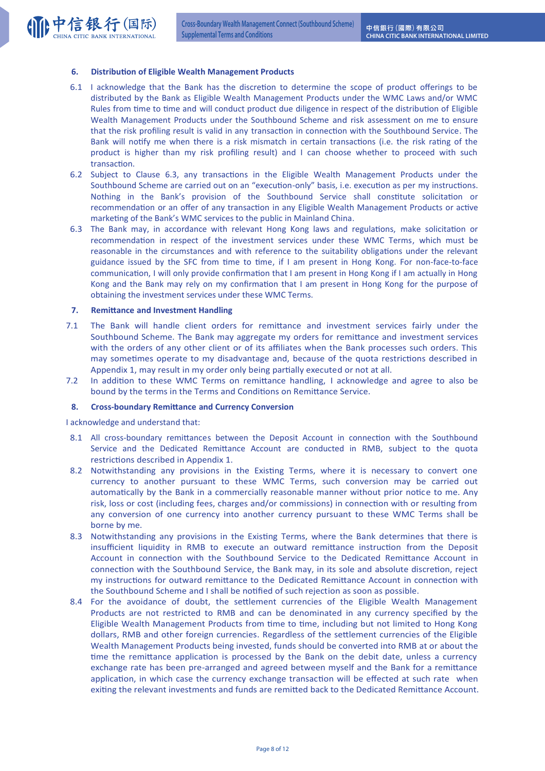## 6. Distribution of Eligible Wealth Management Products

6.1 I acknowledge that the Bank has the discretion to determine the scope of product offerings to be distributed by the Bank as Eligible Wealth Management Products under the WMC Laws and/or WMC Rules from time to time and will conduct product due diligence in respect of the distribution of Eligible Wealth Management Products under the Southbound Scheme and risk assessment on me to ensure that the risk profiling result is valid in any transaction in connection with the Southbound Service. The Bank will notify me when there is a risk mismatch in certain transactions (i.e. the risk rating of the product is higher than my risk profiling result) and I can choose whether to proceed with such transaction.

6.2 Subject to Clause 6.3, any transactions in the Eligible Wealth Management Products under the Southbound Scheme are carried out on an "execution-only" basis, i.e. execution as per my instructions. Nothing in the Bank's provision of the Southbound Service shall constitute solicitation or recommendation or an offer of any transaction in any Eligible Wealth Management Products or active marketing of the Bank's WMC services to the public in Mainland China.

6.3 The Bank may, in accordance with relevant Hong Kong laws and regulations, make solicitation or recommendation in respect of the investment services under these WMC Terms, which must be reasonable in the circumstances and with reference to the suitability obligations under the relevant guidance issued by the SFC from time to time, if I am present in Hong Kong. For non-face-to-face communication, I will only provide confirmation that I am present in Hong Kong if I am actually in Hong Kong and the Bank may rely on my confirmation that I am present in Hong Kong for the purpose of obtaining the investment services under these WMC Terms.

## 7. Remittance and Investment Handling

7.1 The Bank will handle client orders for remittance and investment services fairly under the Southbound Scheme. The Bank may aggregate my orders for remittance and investment services with the orders of any other client or of its affiliates when the Bank processes such orders. This may sometimes operate to my disadvantage and, because of the quota restrictions described in Appendix 1, may result in my order only being partially executed or not at all.

7.2 In addition to these WMC Terms on remittance handling, I acknowledge and agree to also be bound by the terms in the Terms and Conditions on Remittance Service.

## 8. Cross-boundary Remittance and Currency Conversion

I acknowledge and understand that:

8.1 All cross-boundary remittances between the Deposit Account in connection with the Southbound Service and the Dedicated Remittance Account are conducted in RMB, subject to the quota restrictions described in Appendix 1.

8.2 Notwithstanding any provisions in the Existing Terms, where it is necessary to convert one currency to another pursuant to these WMC Terms, such conversion may be carried out automatically by the Bank in a commercially reasonable manner without prior notice to me. Any risk, loss or cost (including fees, charges and/or commissions) in connection with or resulting from any conversion of one currency into another currency pursuant to these WMC Terms shall be borne by me.

8.3 Notwithstanding any provisions in the Existing Terms, where the Bank determines that there is insufficient liquidity in RMB to execute an outward remittance instruction from the Deposit Account in connection with the Southbound Service to the Dedicated Remittance Account in connection with the Southbound Service, the Bank may, in its sole and absolute discretion, reject my instructions for outward remittance to the Dedicated Remittance Account in connection with the Southbound Scheme and I shall be notified of such rejection as soon as possible.

8.4 For the avoidance of doubt, the settlement currencies of the Eligible Wealth Management Products are not restricted to RMB and can be denominated in any currency specified by the Eligible Wealth Management Products from time to time, including but not limited to Hong Kong dollars, RMB and other foreign currencies. Regardless of the settlement currencies of the Eligible Wealth Management Products being invested, funds should be converted into RMB at or about the time the remittance application is processed by the Bank on the debit date, unless a currency exchange rate has been pre-arranged and agreed between myself and the Bank for a remittance application, in which case the currency exchange transaction will be effected at such rate when exiting the relevant investments and funds are remitted back to the Dedicated Remittance Account.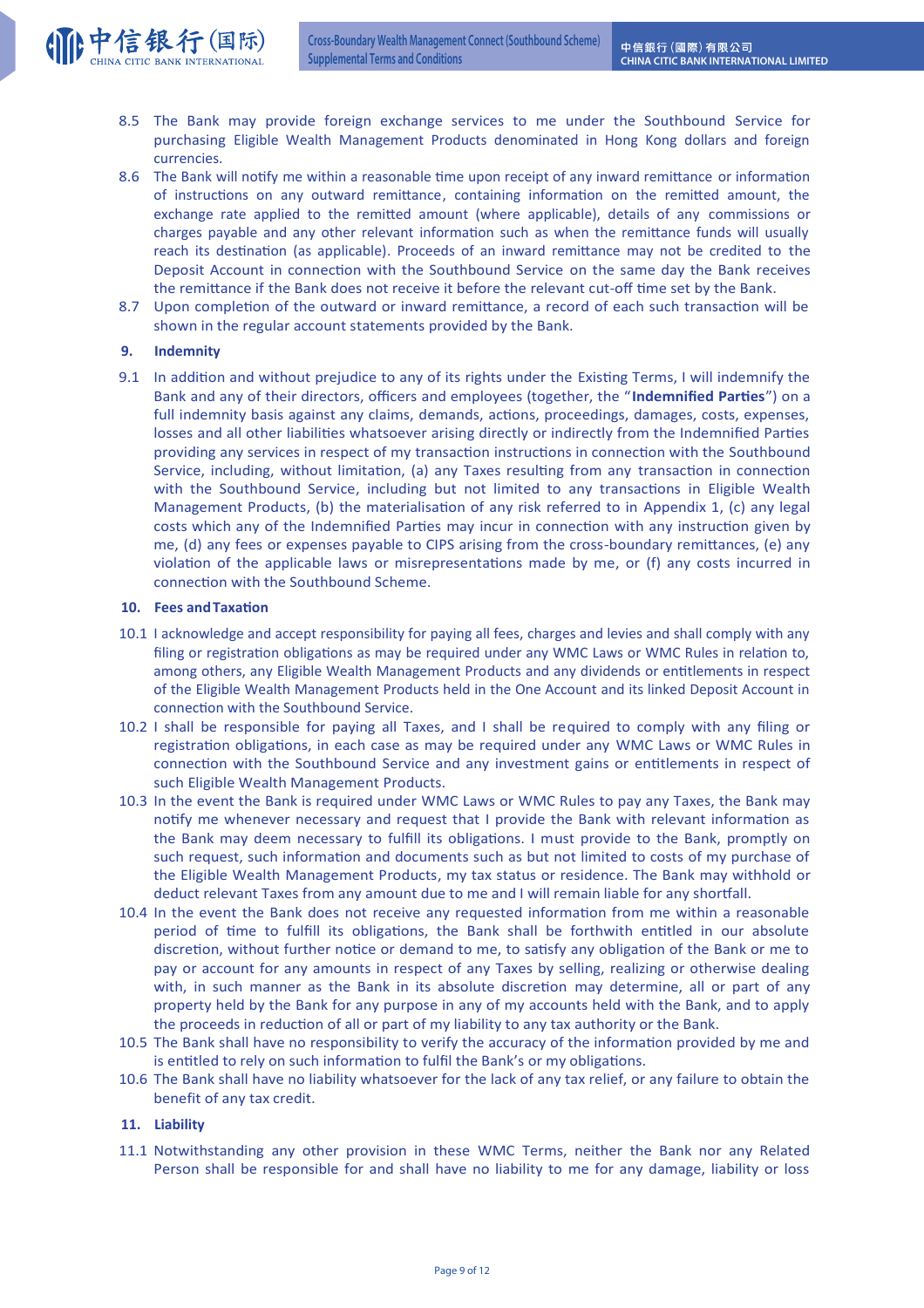8.5 The Bank may provide foreign exchange services to me under the Southbound Service for purchasing Eligible Wealth Management Products denominated in Hong Kong dollars and foreign currencies.

8.6 The Bank will notify me within a reasonable time upon receipt of any inward remittance or information of instructions on any outward remittance, containing information on the remitted amount, the exchange rate applied to the remitted amount (where applicable), details of any commissions or charges payable and any other relevant information such as when the remittance funds will usually reach its destination (as applicable). Proceeds of an inward remittance may not be credited to the Deposit Account in connection with the Southbound Service on the same day the Bank receives the remittance if the Bank does not receive it before the relevant cut-off time set by the Bank.

8.7 Upon completion of the outward or inward remittance, a record of each such transaction will be shown in the regular account statements provided by the Bank.

## 9. Indemnity

9.1 In addition and without prejudice to any of its rights under the Existing Terms, I will indemnify the Bank and any of their directors, officers and employees (together, the "**Indemnified Parties**") on a full indemnity basis against any claims, demands, actions, proceedings, damages, costs, expenses, losses and all other liabilities whatsoever arising directly or indirectly from the Indemnified Parties providing any services in respect of my transaction instructions in connection with the Southbound Service, including, without limitation, (a) any Taxes resulting from any transaction in connection with the Southbound Service, including but not limited to any transactions in Eligible Wealth Management Products, (b) the materialisation of any risk referred to in Appendix 1, (c) any legal costs which any of the Indemnified Parties may incur in connection with any instruction given by me, (d) any fees or expenses payable to CIPS arising from the cross-boundary remittances, (e) any violation of the applicable laws or misrepresentations made by me, or (f) any costs incurred in connection with the Southbound Scheme.

## 10. Fees and Taxation

10.1 I acknowledge and accept responsibility for paying all fees, charges and levies and shall comply with any filing or registration obligations as may be required under any WMC Laws or WMC Rules in relation to, among others, any Eligible Wealth Management Products and any dividends or entitlements in respect of the Eligible Wealth Management Products held in the One Account and its linked Deposit Account in connection with the Southbound Service.

10.2 I shall be responsible for paying all Taxes, and I shall be required to comply with any filing or registration obligations, in each case as may be required under any WMC Laws or WMC Rules in connection with the Southbound Service and any investment gains or entitlements in respect of such Eligible Wealth Management Products.

10.3 In the event the Bank is required under WMC Laws or WMC Rules to pay any Taxes, the Bank may notify me whenever necessary and request that I provide the Bank with relevant information as the Bank may deem necessary to fulfill its obligations. I must provide to the Bank, promptly on such request, such information and documents such as but not limited to costs of my purchase of the Eligible Wealth Management Products, my tax status or residence. The Bank may withhold or deduct relevant Taxes from any amount due to me and I will remain liable for any shortfall.

10.4 In the event the Bank does not receive any requested information from me within a reasonable period of time to fulfill its obligations, the Bank shall be forthwith entitled in our absolute discretion, without further notice or demand to me, to satisfy any obligation of the Bank or me to pay or account for any amounts in respect of any Taxes by selling, realizing or otherwise dealing with, in such manner as the Bank in its absolute discretion may determine, all or part of any property held by the Bank for any purpose in any of my accounts held with the Bank, and to apply the proceeds in reduction of all or part of my liability to any tax authority or the Bank.

10.5 The Bank shall have no responsibility to verify the accuracy of the information provided by me and is entitled to rely on such information to fulfil the Bank's or my obligations.

10.6 The Bank shall have no liability whatsoever for the lack of any tax relief, or any failure to obtain the benefit of any tax credit.

## 11. Liability

11.1 Notwithstanding any other provision in these WMC Terms, neither the Bank nor any Related Person shall be responsible for and shall have no liability to me for any damage, liability or loss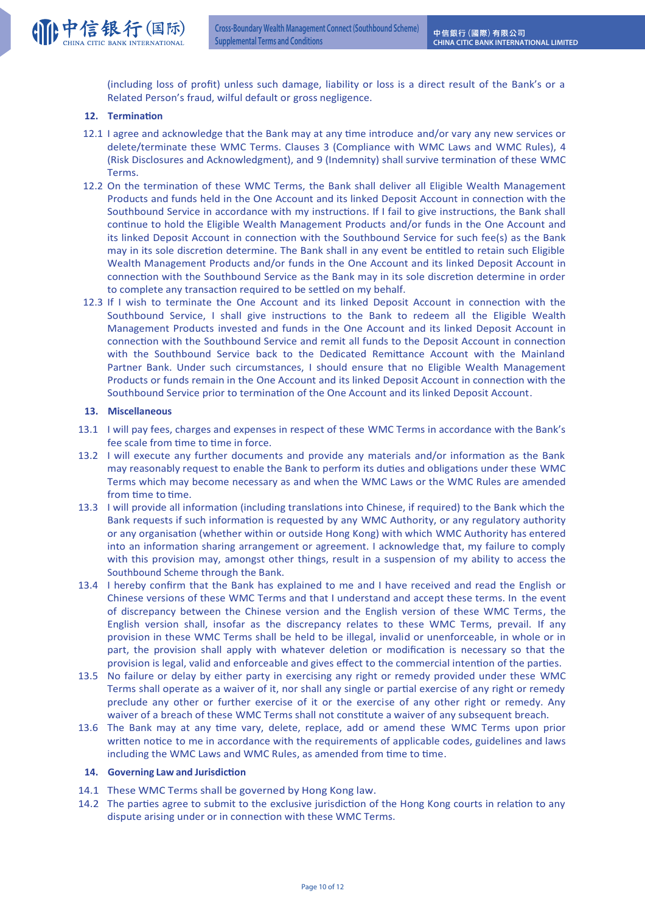(including loss of profit) unless such damage, liability or loss is a direct result of the Bank's or a Related Person's fraud, wilful default or gross negligence.

**12. Termination**

12.1 I agree and acknowledge that the Bank may at any time introduce and/or vary any new services or delete/terminate these WMC Terms. Clauses 3 (Compliance with WMC Laws and WMC Rules), 4 (Risk Disclosures and Acknowledgment), and 9 (Indemnity) shall survive termination of these WMC Terms.

12.2 On the termination of these WMC Terms, the Bank shall deliver all Eligible Wealth Management Products and funds held in the One Account and its linked Deposit Account in connection with the Southbound Service in accordance with my instructions. If I fail to give instructions, the Bank shall continue to hold the Eligible Wealth Management Products and/or funds in the One Account and its linked Deposit Account in connection with the Southbound Service for such fee(s) as the Bank may in its sole discretion determine. The Bank shall in any event be entitled to retain such Eligible Wealth Management Products and/or funds in the One Account and its linked Deposit Account in connection with the Southbound Service as the Bank may in its sole discretion determine in order to complete any transaction required to be settled on my behalf.

12.3 If I wish to terminate the One Account and its linked Deposit Account in connection with the Southbound Service, I shall give instructions to the Bank to redeem all the Eligible Wealth Management Products invested and funds in the One Account and its linked Deposit Account in connection with the Southbound Service and remit all funds to the Deposit Account in connection with the Southbound Service back to the Dedicated Remittance Account with the Mainland Partner Bank. Under such circumstances, I should ensure that no Eligible Wealth Management Products or funds remain in the One Account and its linked Deposit Account in connection with the Southbound Service prior to termination of the One Account and its linked Deposit Account.

**13. Miscellaneous**

13.1 I will pay fees, charges and expenses in respect of these WMC Terms in accordance with the Bank's fee scale from time to time in force.

13.2 I will execute any further documents and provide any materials and/or information as the Bank may reasonably request to enable the Bank to perform its duties and obligations under these WMC Terms which may become necessary as and when the WMC Laws or the WMC Rules are amended from time to time.

13.3 I will provide all information (including translations into Chinese, if required) to the Bank which the Bank requests if such information is requested by any WMC Authority, or any regulatory authority or any organisation (whether within or outside Hong Kong) with which WMC Authority has entered into an information sharing arrangement or agreement. I acknowledge that, my failure to comply with this provision may, amongst other things, result in a suspension of my ability to access the Southbound Scheme through the Bank.

13.4 I hereby confirm that the Bank has explained to me and I have received and read the English or Chinese versions of these WMC Terms and that I understand and accept these terms. In the event of discrepancy between the Chinese version and the English version of these WMC Terms, the English version shall, insofar as the discrepancy relates to these WMC Terms, prevail. If any provision in these WMC Terms shall be held to be illegal, invalid or unenforceable, in whole or in part, the provision shall apply with whatever deletion or modification is necessary so that the provision is legal, valid and enforceable and gives effect to the commercial intention of the parties.

13.5 No failure or delay by either party in exercising any right or remedy provided under these WMC Terms shall operate as a waiver of it, nor shall any single or partial exercise of any right or remedy preclude any other or further exercise of it or the exercise of any other right or remedy. Any waiver of a breach of these WMC Terms shall not constitute a waiver of any subsequent breach.

13.6 The Bank may at any time vary, delete, replace, add or amend these WMC Terms upon prior written notice to me in accordance with the requirements of applicable codes, guidelines and laws including the WMC Laws and WMC Rules, as amended from time to time.

**14. Governing Law and Jurisdiction**

14.1 These WMC Terms shall be governed by Hong Kong law.

14.2 The parties agree to submit to the exclusive jurisdiction of the Hong Kong courts in relation to any dispute arising under or in connection with these WMC Terms.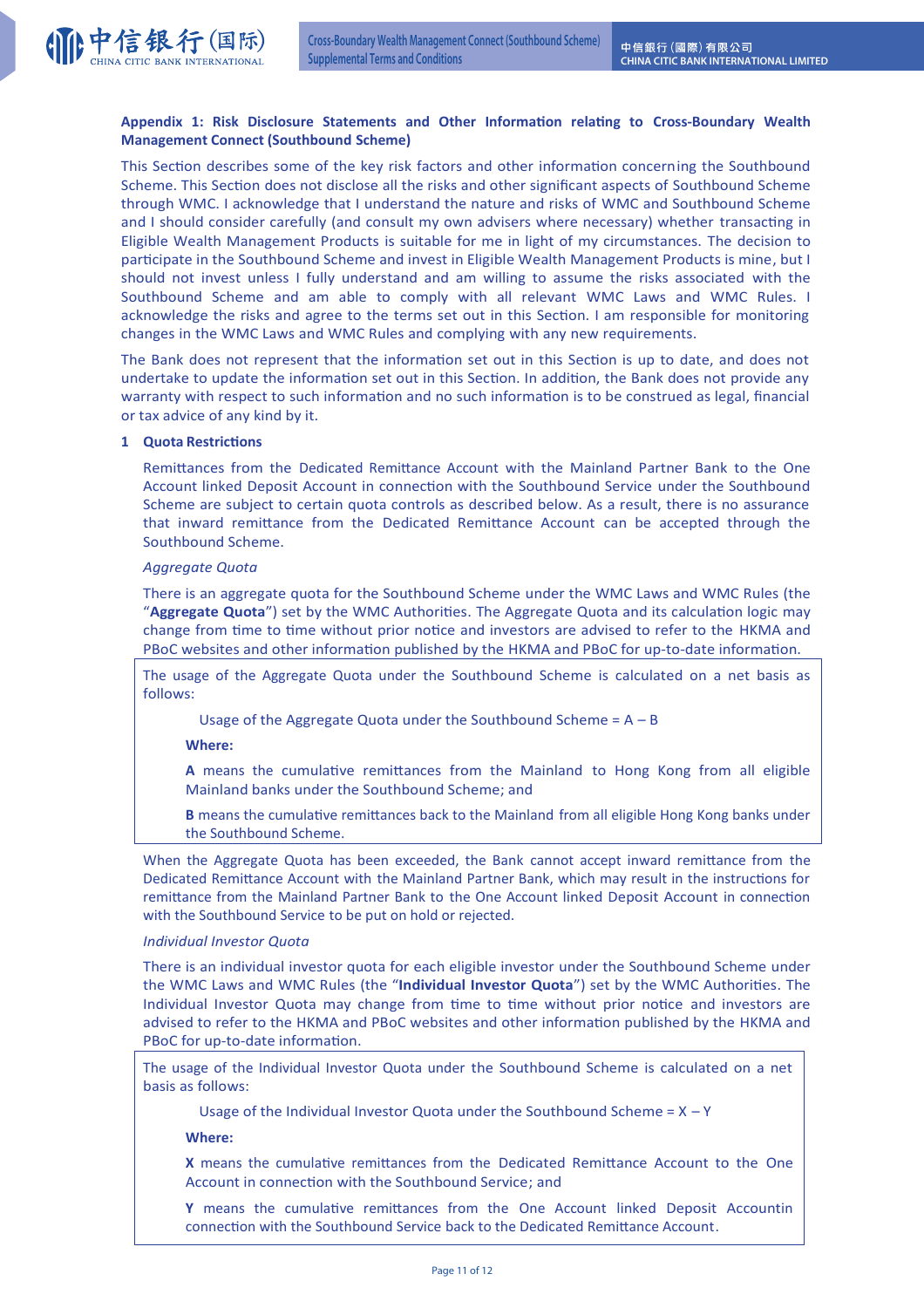## Appendix 1: Risk Disclosure Statements and Other Information relating to Cross-Boundary Wealth Management Connect (Southbound Scheme)

This Section describes some of the key risk factors and other information concerning the Southbound Scheme. This Section does not disclose all the risks and other significant aspects of Southbound Scheme through WMC. I acknowledge that I understand the nature and risks of WMC and Southbound Scheme and I should consider carefully (and consult my own advisers where necessary) whether transacting in Eligible Wealth Management Products is suitable for me in light of my circumstances. The decision to participate in the Southbound Scheme and invest in Eligible Wealth Management Products is mine, but I should not invest unless I fully understand and am willing to assume the risks associated with the Southbound Scheme and am able to comply with all relevant WMC Laws and WMC Rules. I acknowledge the risks and agree to the terms set out in this Section. I am responsible for monitoring changes in the WMC Laws and WMC Rules and complying with any new requirements.

The Bank does not represent that the information set out in this Section is up to date, and does not undertake to update the information set out in this Section. In addition, the Bank does not provide any warranty with respect to such information and no such information is to be construed as legal, financial or tax advice of any kind by it.

### 1 Quota Restrictions

Remittances from the Dedicated Remittance Account with the Mainland Partner Bank to the One Account linked Deposit Account in connection with the Southbound Service under the Southbound Scheme are subject to certain quota controls as described below. As a result, there is no assurance that inward remittance from the Dedicated Remittance Account can be accepted through the Southbound Scheme.

*Aggregate Quota*

There is an aggregate quota for the Southbound Scheme under the WMC Laws and WMC Rules (the "**Aggregate Quota**") set by the WMC Authorities. The Aggregate Quota and its calculation logic may change from time to time without prior notice and investors are advised to refer to the HKMA and PBoC websites and other information published by the HKMA and PBoC for up-to-date information.

The usage of the Aggregate Quota under the Southbound Scheme is calculated on a net basis as follows:

Usage of the Aggregate Quota under the Southbound Scheme = A – B

**Where:**

**A** means the cumulative remittances from the Mainland to Hong Kong from all eligible Mainland banks under the Southbound Scheme; and

**B** means the cumulative remittances back to the Mainland from all eligible Hong Kong banks under the Southbound Scheme.

When the Aggregate Quota has been exceeded, the Bank cannot accept inward remittance from the Dedicated Remittance Account with the Mainland Partner Bank, which may result in the instructions for remittance from the Mainland Partner Bank to the One Account linked Deposit Account in connection with the Southbound Service to be put on hold or rejected.

*Individual Investor Quota*

There is an individual investor quota for each eligible investor under the Southbound Scheme under the WMC Laws and WMC Rules (the "**Individual Investor Quota**") set by the WMC Authorities. The Individual Investor Quota may change from time to time without prior notice and investors are advised to refer to the HKMA and PBoC websites and other information published by the HKMA and PBoC for up-to-date information.

The usage of the Individual Investor Quota under the Southbound Scheme is calculated on a net basis as follows:

Usage of the Individual Investor Quota under the Southbound Scheme = X – Y

**Where:**

**X** means the cumulative remittances from the Dedicated Remittance Account to the One Account in connection with the Southbound Service; and

**Y** means the cumulative remittances from the One Account linked Deposit Accountin connection with the Southbound Service back to the Dedicated Remittance Account.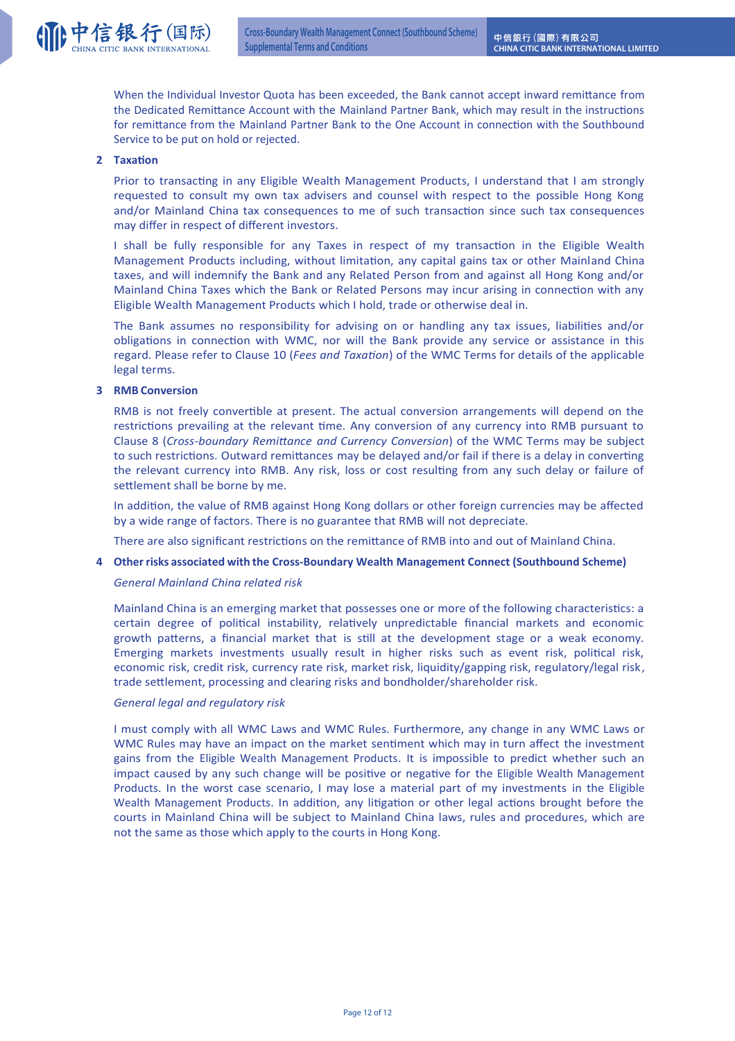When the Individual Investor Quota has been exceeded, the Bank cannot accept inward remittance from the Dedicated Remittance Account with the Mainland Partner Bank, which may result in the instructions for remittance from the Mainland Partner Bank to the One Account in connection with the Southbound Service to be put on hold or rejected.

**2 Taxation**

Prior to transacting in any Eligible Wealth Management Products, I understand that I am strongly requested to consult my own tax advisers and counsel with respect to the possible Hong Kong and/or Mainland China tax consequences to me of such transaction since such tax consequences may differ in respect of different investors.

I shall be fully responsible for any Taxes in respect of my transaction in the Eligible Wealth Management Products including, without limitation, any capital gains tax or other Mainland China taxes, and will indemnify the Bank and any Related Person from and against all Hong Kong and/or Mainland China Taxes which the Bank or Related Persons may incur arising in connection with any Eligible Wealth Management Products which I hold, trade or otherwise deal in.

The Bank assumes no responsibility for advising on or handling any tax issues, liabilities and/or obligations in connection with WMC, nor will the Bank provide any service or assistance in this regard. Please refer to Clause 10 (*Fees and Taxation*) of the WMC Terms for details of the applicable legal terms.

**3 RMB Conversion**

RMB is not freely convertible at present. The actual conversion arrangements will depend on the restrictions prevailing at the relevant time. Any conversion of any currency into RMB pursuant to Clause 8 (*Cross-boundary Remittance and Currency Conversion*) of the WMC Terms may be subject to such restrictions. Outward remittances may be delayed and/or fail if there is a delay in converting the relevant currency into RMB. Any risk, loss or cost resulting from any such delay or failure of settlement shall be borne by me.

In addition, the value of RMB against Hong Kong dollars or other foreign currencies may be affected by a wide range of factors. There is no guarantee that RMB will not depreciate.

There are also significant restrictions on the remittance of RMB into and out of Mainland China.

**4 Other risks associated with the Cross-Boundary Wealth Management Connect (Southbound Scheme)**

*General Mainland China related risk*

Mainland China is an emerging market that possesses one or more of the following characteristics: a certain degree of political instability, relatively unpredictable financial markets and economic growth patterns, a financial market that is still at the development stage or a weak economy. Emerging markets investments usually result in higher risks such as event risk, political risk, economic risk, credit risk, currency rate risk, market risk, liquidity/gapping risk, regulatory/legal risk, trade settlement, processing and clearing risks and bondholder/shareholder risk.

*General legal and regulatory risk*

I must comply with all WMC Laws and WMC Rules. Furthermore, any change in any WMC Laws or WMC Rules may have an impact on the market sentiment which may in turn affect the investment gains from the Eligible Wealth Management Products. It is impossible to predict whether such an impact caused by any such change will be positive or negative for the Eligible Wealth Management Products. In the worst case scenario, I may lose a material part of my investments in the Eligible Wealth Management Products. In addition, any litigation or other legal actions brought before the courts in Mainland China will be subject to Mainland China laws, rules and procedures, which are not the same as those which apply to the courts in Hong Kong.